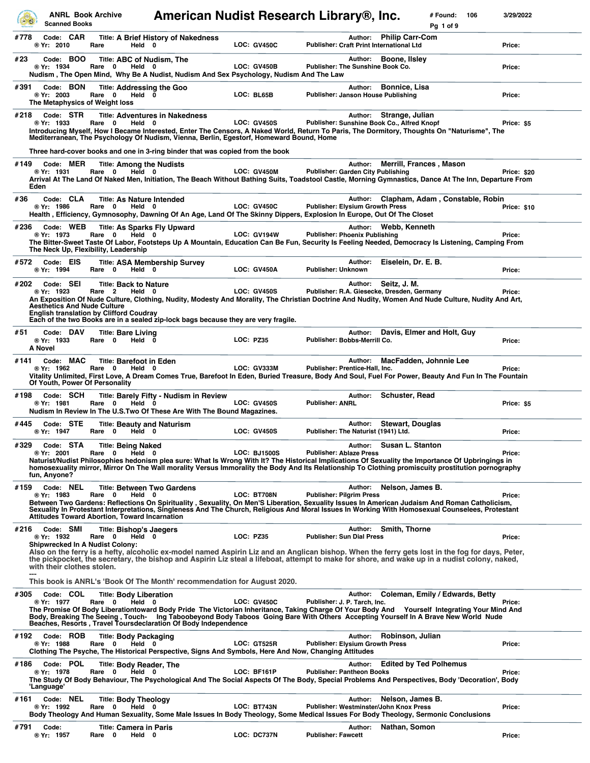# American Nudist Research Library®, Inc.

ANRL Book Archive
Scanned Books

# Found: 106 — 3/29/2022

---

**#778** Code: **CAR** Title: **A Brief History of Nakedness** — Author: **Philip Carr-Com**
® Yr: 2010 Rare Held 0 LOC: GV450C Publisher: Craft Print International Ltd Price:

---

**#23** Code: **BOO** Title: **ABC of Nudism, The** — Author: **Boone, Ilsley**
® Yr: 1934 Rare 0 Held 0 LOC: GV450B Publisher: The Sunshine Book Co. Price:
Nudism , The Open Mind, Why Be A Nudist, Nudism And Sex Psychology, Nudism And The Law

---

**#391** Code: **BON** Title: **Addressing the Goo** — Author: **Bonnice, Lisa**
® Yr: 2003 Rare 0 Held 0 LOC: BL65B Publisher: Janson House Publishing Price:
The Metaphysics of Weight loss

---

**#218** Code: **STR** Title: **Adventures in Nakedness** — Author: **Strange, Julian**
® Yr: 1933 Rare 0 Held 0 LOC: GV450S Publisher: Sunshine Book Co., Alfred Knopf Price: $5
Introducing Myself, How I Became Interested, Enter The Censors, A Naked World, Return To Paris, The Dormitory, Thoughts On "Naturisme", The Mediterranean, The Psychology Of Nudism, Vienna, Berlin, Egestorf, Homeward Bound, Home

Three hard-cover books and one in 3-ring binder that was copied from the book

---

**#149** Code: **MER** Title: **Among the Nudists** — Author: **Merrill, Frances , Mason**
® Yr: 1931 Rare 0 Held 0 LOC: GV450M Publisher: Garden City Publishing Price: $20
Arrival At The Land Of Naked Men, Initiation, The Beach Without Bathing Suits, Toadstool Castle, Morning Gymnastics, Dance At The Inn, Departure From Eden

---

**#36** Code: **CLA** Title: **As Nature Intended** — Author: **Clapham, Adam , Constable, Robin**
® Yr: 1986 Rare 0 Held 0 LOC: GV450C Publisher: Elysium Growth Press Price: $10
Health , Efficiency, Gymnosophy, Dawning Of An Age, Land Of The Skinny Dippers, Explosion In Europe, Out Of The Closet

---

**#236** Code: **WEB** Title: **As Sparks Fly Upward** — Author: **Webb, Kenneth**
® Yr: 1973 Rare 0 Held 0 LOC: GV194W Publisher: Phoenix Publishing Price:
The Bitter-Sweet Taste Of Labor, Footsteps Up A Mountain, Education Can Be Fun, Security Is Feeling Needed, Democracy Is Listening, Camping From The Neck Up, Flexibility, Leadership

---

**#572** Code: **EIS** Title: **ASA Membership Survey** — Author: **Eiselein, Dr. E. B.**
® Yr: 1994 Rare 0 Held 0 LOC: GV450A Publisher: Unknown Price:

---

**#202** Code: **SEI** Title: **Back to Nature** — Author: **Seitz, J. M.**
® Yr: 1923 Rare 2 Held 0 LOC: GV450S Publisher: R.A. Giesecke, Dresden, Germany Price:
An Exposition Of Nude Culture, Clothing, Nudity, Modesty And Morality, The Christian Doctrine And Nudity, Women And Nude Culture, Nudity And Art, Aesthetics And Nude Culture
English translation by Clifford Coudray
Each of the two Books are in a sealed zip-lock bags because they are very fragile.

---

**#51** Code: **DAV** Title: **Bare Living** — Author: **Davis, Elmer and Holt, Guy**
® Yr: 1933 Rare 0 Held 0 LOC: PZ35 Publisher: Bobbs-Merrill Co. Price:
A Novel

---

**#141** Code: **MAC** Title: **Barefoot in Eden** — Author: **MacFadden, Johnnie Lee**
® Yr: 1962 Rare 0 Held 0 LOC: GV333M Publisher: Prentice-Hall, Inc. Price:
Vitality Unlimited, First Love, A Dream Comes True, Barefoot In Eden, Buried Treasure, Body And Soul, Fuel For Power, Beauty And Fun In The Fountain Of Youth, Power Of Personality

---

**#198** Code: **SCH** Title: **Barely Fifty - Nudism in Review** — Author: **Schuster, Read**
® Yr: 1981 Rare 0 Held 0 LOC: GV450S Publisher: ANRL Price: $5
Nudism In Review In The U.S.Two Of These Are With The Bound Magazines.

---

**#445** Code: **STE** Title: **Beauty and Naturism** — Author: **Stewart, Douglas**
® Yr: 1947 Rare 0 Held 0 LOC: GV450S Publisher: The Naturist (1941) Ltd. Price:

---

**#329** Code: **STA** Title: **Being Naked** — Author: **Susan L. Stanton**
® Yr: 2001 Rare 0 Held 0 LOC: BJ1500S Publisher: Ablaze Press Price:
Naturist/Nudist Philosophies hedonism plea sure: What Is Wrong With It? The Historical Implications Of Sexuality the Importance Of Upbringings in homosexuality mirror, Mirror On The Wall morality Versus Immorality the Body And Its Relationship To Clothing promiscuity prostitution pornography fun, Anyone?

---

**#159** Code: **NEL** Title: **Between Two Gardens** — Author: **Nelson, James B.**
® Yr: 1983 Rare 0 Held 0 LOC: BT708N Publisher: Pilgrim Press Price:
Between Two Gardens: Reflections On Spirituality , Sexuality, On Men'S Liberation, Sexuality Issues In American Judaism And Roman Catholicism, Sexuality In Protestant Interpretations, Singleness And The Church, Religious And Moral Issues In Working With Homosexual Counselees, Protestant Attitudes Toward Abortion, Toward Incarnation

---

**#216** Code: **SMI** Title: **Bishop's Jaegers** — Author: **Smith, Thorne**
® Yr: 1932 Rare 0 Held 0 LOC: PZ35 Publisher: Sun Dial Press Price:
Shipwrecked In A Nudist Colony:
Also on the ferry is a hefty, alcoholic ex-model named Aspirin Liz and an Anglican bishop. When the ferry gets lost in the fog for days, Peter, the pickpocket, the secretary, the bishop and Aspirin Liz steal a lifeboat, attempt to make for shore, and wake up in a nudist colony, naked, with their clothes stolen.
---
This book is ANRL's 'Book Of The Month' recommendation for August 2020.

---

**#305** Code: **COL** Title: **Body Liberation** — Author: **Coleman, Emily / Edwards, Betty**
® Yr: 1977 Rare 0 Held 0 LOC: GV450C Publisher: J. P. Tarch, Inc. Price:
The Promise Of Body Liberationtoward Body Pride The Victorian Inheritance, Taking Charge Of Your Body And Yourself Integrating Your Mind And Body, Breaking The Seeing , Touch- Ing Tabooeyond Body Taboos Going Bare With Others Accepting Yourself In A Brave New World Nude Beaches, Resorts , Travel Toursdeclaration Of Body Independence

---

**#192** Code: **ROB** Title: **Body Packaging** — Author: **Robinson, Julian**
® Yr: 1988 Rare 0 Held 0 LOC: GT525R Publisher: Elysium Growth Press Price:
Clothing The Psyche, The Historical Perspective, Signs And Symbols, Here And Now, Changing Attitudes

---

**#186** Code: **POL** Title: **Body Reader, The** — Author: **Edited by Ted Polhemus**
® Yr: 1978 Rare 0 Held 0 LOC: BF161P Publisher: Pantheon Books Price:
The Study Of Body Behaviour, The Psychological And The Social Aspects Of The Body, Special Problems And Perspectives, Body 'Decoration', Body 'Language'

---

**#161** Code: **NEL** Title: **Body Theology** — Author: **Nelson, James B.**
® Yr: 1992 Rare 0 Held 0 LOC: BT743N Publisher: Westminster/John Knox Press Price:
Body Theology And Human Sexuality, Some Male Issues In Body Theology, Some Medical Issues For Body Theology, Sermonic Conclusions

---

**#791** Code: Title: **Camera in Paris** — Author: **Nathan, Somon**
® Yr: 1957 Rare 0 Held 0 LOC: DC737N Publisher: Fawcett Price: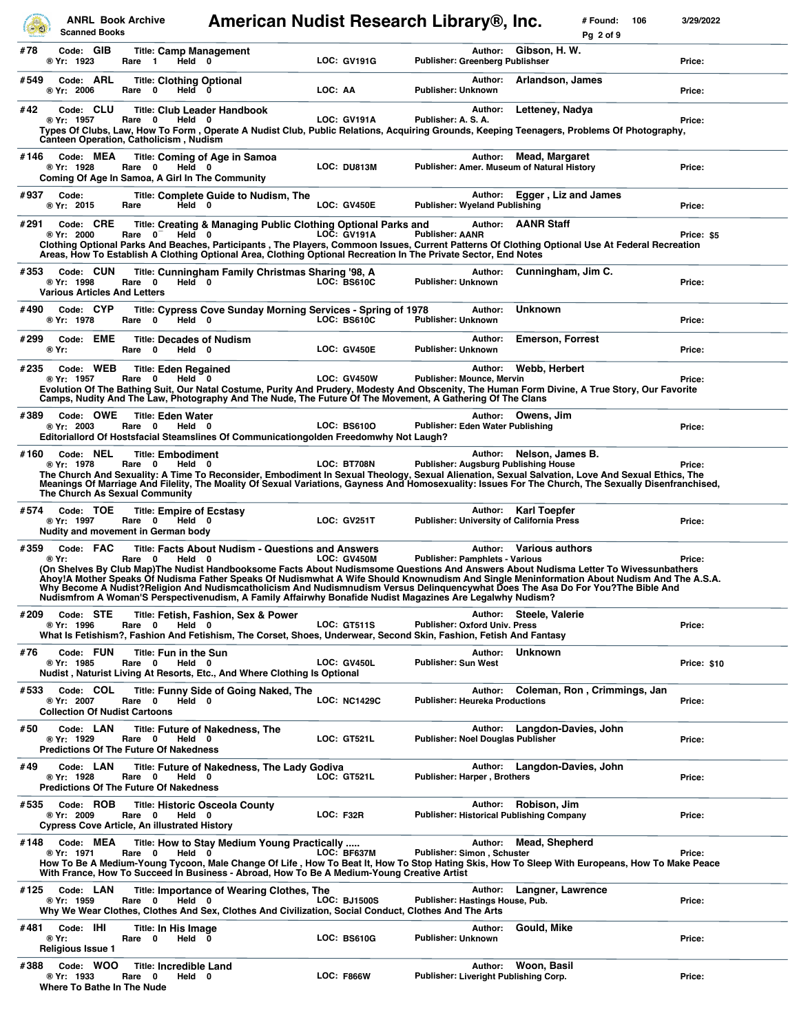| # | Code | Title | Author | ® Yr | Rare | Held | LOC | Publisher | Price |
|---|---|---|---|---|---|---|---|---|---|
| #78 | GIB | Camp Management | Gibson, H. W. | 1923 | 1 | 0 | GV191G | Greenberg Publishser | |
| #549 | ARL | Clothing Optional | Arlandson, James | 2006 | 0 | 0 | AA | Unknown | |
| #42 | CLU | Club Leader Handbook | Letteney, Nadya | 1957 | 0 | 0 | GV191A | A. S. A. | |
| #146 | MEA | Coming of Age in Samoa | Mead, Margaret | 1928 | 0 | 0 | DU813M | Amer. Museum of Natural History | |
| #937 | | Complete Guide to Nudism, The | Egger , Liz and James | 2015 | | 0 | GV450E | Wyeland Publishing | |
| #291 | CRE | Creating & Managing Public Clothing Optional Parks and | AANR Staff | 2000 | 0 | 0 | GV191A | AANR | $5 |
| #353 | CUN | Cunningham Family Christmas Sharing '98, A | Cunningham, Jim C. | 1998 | 0 | 0 | BS610C | Unknown | |
| #490 | CYP | Cypress Cove Sunday Morning Services - Spring of 1978 | Unknown | 1978 | 0 | 0 | BS610C | Unknown | |
| #299 | EME | Decades of Nudism | Emerson, Forrest | | 0 | 0 | GV450E | Unknown | |
| #235 | WEB | Eden Regained | Webb, Herbert | 1957 | 0 | 0 | GV450W | Mounce, Mervin | |
| #389 | OWE | Eden Water | Owens, Jim | 2003 | 0 | 0 | BS610O | Eden Water Publishing | |
| #160 | NEL | Embodiment | Nelson, James B. | 1978 | 0 | 0 | BT708N | Augsburg Publishing House | |
| #574 | TOE | Empire of Ecstasy | Karl Toepfer | 1997 | 0 | 0 | GV251T | University of California Press | |
| #359 | FAC | Facts About Nudism - Questions and Answers | Various authors | | 0 | 0 | GV450M | Pamphlets - Various | |
| #209 | STE | Fetish, Fashion, Sex & Power | Steele, Valerie | 1996 | 0 | 0 | GT511S | Oxford Univ. Press | |
| #76 | FUN | Fun in the Sun | Unknown | 1985 | 0 | 0 | GV450L | Sun West | $10 |
| #533 | COL | Funny Side of Going Naked, The | Coleman, Ron , Crimmings, Jan | 2007 | 0 | 0 | NC1429C | Heureka Productions | |
| #50 | LAN | Future of Nakedness, The | Langdon-Davies, John | 1929 | 0 | 0 | GT521L | Noel Douglas Publisher | |
| #49 | LAN | Future of Nakedness, The Lady Godiva | Langdon-Davies, John | 1928 | 0 | 0 | GT521L | Harper , Brothers | |
| #535 | ROB | Historic Osceola County | Robison, Jim | 2009 | 0 | 0 | F32R | Historical Publishing Company | |
| #148 | MEA | How to Stay Medium Young Practically ..... | Mead, Shepherd | 1971 | 0 | 0 | BF637M | Simon , Schuster | |
| #125 | LAN | Importance of Wearing Clothes, The | Langner, Lawrence | 1959 | 0 | 0 | BJ1500S | Hastings House, Pub. | |
| #481 | IHI | In His Image | Gould, Mike | | 0 | 0 | BS610G | Unknown | |
| #388 | WOO | Incredible Land | Woon, Basil | 1933 | 0 | 0 | F866W | Liveright Publishing Corp. | |

**Descriptions:**

- **#42 Club Leader Handbook:** Types Of Clubs, Law, How To Form , Operate A Nudist Club, Public Relations, Acquiring Grounds, Keeping Teenagers, Problems Of Photography, Canteen Operation, Catholicism , Nudism
- **#146 Coming of Age in Samoa:** Coming Of Age In Samoa, A Girl In The Community
- **#291 Creating & Managing Public Clothing Optional Parks and:** Clothing Optional Parks And Beaches, Participants , The Players, Commoon Issues, Current Patterns Of Clothing Optional Use At Federal Recreation Areas, How To Establish A Clothing Optional Area, Clothing Optional Recreation In The Private Sector, End Notes
- **#353 Cunningham Family Christmas Sharing '98, A:** Various Articles And Letters
- **#235 Eden Regained:** Evolution Of The Bathing Suit, Our Natal Costume, Purity And Prudery, Modesty And Obscenity, The Human Form Divine, A True Story, Our Favorite Camps, Nudity And The Law, Photography And The Nude, The Future Of The Movement, A Gathering Of The Clans
- **#389 Eden Water:** Editoriallord Of Hostsfacial Steamslines Of Communicationgolden Freedomwhy Not Laugh?
- **#160 Embodiment:** The Church And Sexuality: A Time To Reconsider, Embodiment In Sexual Theology, Sexual Alienation, Sexual Salvation, Love And Sexual Ethics, The Meanings Of Marriage And Filelity, The Moality Of Sexual Variations, Gayness And Homosexuality: Issues For The Church, The Sexually Disenfranchised, The Church As Sexual Community
- **#574 Empire of Ecstasy:** Nudity and movement in German body
- **#359 Facts About Nudism - Questions and Answers:** (On Shelves By Club Map)The Nudist Handbooksome Facts About Nudismsome Questions And Answers About Nudisma Letter To Wivessunbathers Ahoy!A Mother Speaks Of Nudisma Father Speaks Of Nudismwhat A Wife Should Knownudism And Single Meninformation About Nudism And The A.S.A. Why Become A Nudist?Religion And Nudismcatholicism And Nudismnudism Versus Delinquencywhat Does The Asa Do For You?The Bible And Nudismfrom A Woman'S Perspectivenudism, A Family Affairwhy Bonafide Nudist Magazines Are Legalwhy Nudism?
- **#209 Fetish, Fashion, Sex & Power:** What Is Fetishism?, Fashion And Fetishism, The Corset, Shoes, Underwear, Second Skin, Fashion, Fetish And Fantasy
- **#76 Fun in the Sun:** Nudist , Naturist Living At Resorts, Etc., And Where Clothing Is Optional
- **#533 Funny Side of Going Naked, The:** Collection Of Nudist Cartoons
- **#50 Future of Nakedness, The:** Predictions Of The Future Of Nakedness
- **#49 Future of Nakedness, The Lady Godiva:** Predictions Of The Future Of Nakedness
- **#535 Historic Osceola County:** Cypress Cove Article, An illustrated History
- **#148 How to Stay Medium Young Practically .....:** How To Be A Medium-Young Tycoon, Male Change Of Life , How To Beat It, How To Stop Hating Skis, How To Sleep With Europeans, How To Make Peace With France, How To Succeed In Business - Abroad, How To Be A Medium-Young Creative Artist
- **#125 Importance of Wearing Clothes, The:** Why We Wear Clothes, Clothes And Sex, Clothes And Civilization, Social Conduct, Clothes And The Arts
- **#481 In His Image:** Religious Issue 1
- **#388 Incredible Land:** Where To Bathe In The Nude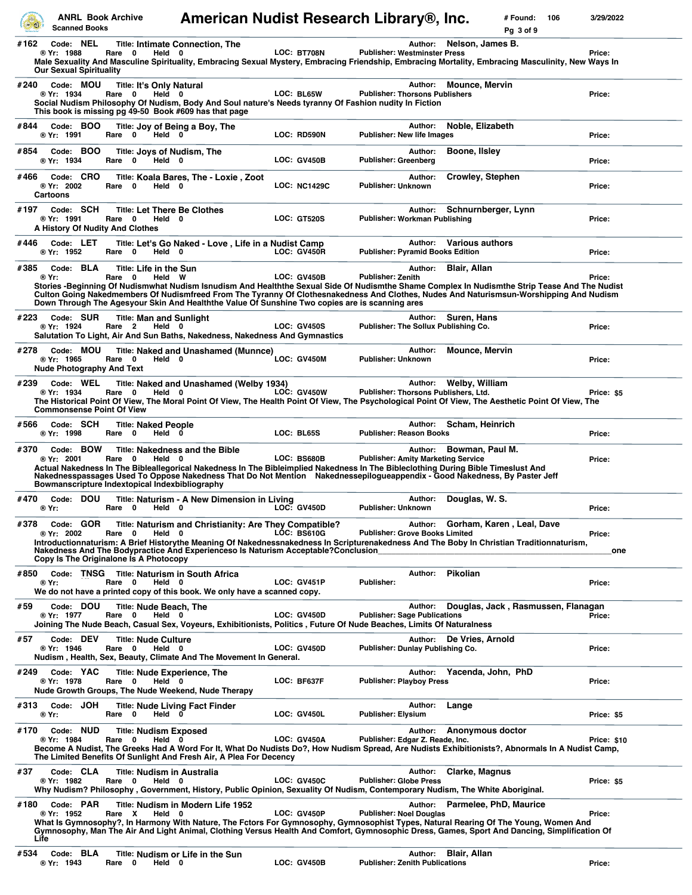**#162** Code: **NEL** Title: **Intimate Connection, The** Author: **Nelson, James B.**
® Yr: 1988 Rare 0 Held 0 LOC: BT708N Publisher: Westminster Press Price:
Male Sexuality And Masculine Spirituality, Embracing Sexual Mystery, Embracing Friendship, Embracing Mortality, Embracing Masculinity, New Ways In Our Sexual Spirituality

---

**#240** Code: **MOU** Title: **It's Only Natural** Author: **Mounce, Mervin**
® Yr: 1934 Rare 0 Held 0 LOC: BL65W Publisher: Thorsons Publishers Price:
Social Nudism Philosophy Of Nudism, Body And Soul nature's Needs tyranny Of Fashion nudity In Fiction
This book is missing pg 49-50 Book #609 has that page

---

**#844** Code: **BOO** Title: **Joy of Being a Boy, The** Author: **Noble, Elizabeth**
® Yr: 1991 Rare 0 Held 0 LOC: RD590N Publisher: New life Images Price:

---

**#854** Code: **BOO** Title: **Joys of Nudism, The** Author: **Boone, Ilsley**
® Yr: 1934 Rare 0 Held 0 LOC: GV450B Publisher: Greenberg Price:

---

**#466** Code: **CRO** Title: **Koala Bares, The - Loxie , Zoot** Author: **Crowley, Stephen**
® Yr: 2002 Rare 0 Held 0 LOC: NC1429C Publisher: Unknown Price:
Cartoons

---

**#197** Code: **SCH** Title: **Let There Be Clothes** Author: **Schnurnberger, Lynn**
® Yr: 1991 Rare 0 Held 0 LOC: GT520S Publisher: Workman Publishing Price:
A History Of Nudity And Clothes

---

**#446** Code: **LET** Title: **Let's Go Naked - Love , Life in a Nudist Camp** Author: **Various authors**
® Yr: 1952 Rare 0 Held 0 LOC: GV450R Publisher: Pyramid Books Edition Price:

---

**#385** Code: **BLA** Title: **Life in the Sun** Author: **Blair, Allan**
® Yr: Rare 0 Held W LOC: GV450B Publisher: Zenith Price:
Stories -Beginning Of Nudismwhat Nudism Isnudism And Healththe Sexual Side Of Nudismthe Shame Complex In Nudismthe Strip Tease And The Nudist Culton Going Nakedmembers Of Nudismfreed From The Tyranny Of Clothesnakedness And Clothes, Nudes And Naturismsun-Worshipping And Nudism Down Through The Agesyour Skin And Healththe Value Of Sunshine Two copies are is scanning ares

---

**#223** Code: **SUR** Title: **Man and Sunlight** Author: **Suren, Hans**
® Yr: 1924 Rare 2 Held 0 LOC: GV450S Publisher: The Sollux Publishing Co. Price:
Salutation To Light, Air And Sun Baths, Nakedness, Nakedness And Gymnastics

---

**#278** Code: **MOU** Title: **Naked and Unashamed (Munnce)** Author: **Mounce, Mervin**
® Yr: 1965 Rare 0 Held 0 LOC: GV450M Publisher: Unknown Price:
Nude Photography And Text

---

**#239** Code: **WEL** Title: **Naked and Unashamed (Welby 1934)** Author: **Welby, William**
® Yr: 1934 Rare 0 Held 0 LOC: GV450W Publisher: Thorsons Publishers, Ltd. Price: $5
The Historical Point Of View, The Moral Point Of View, The Health Point Of View, The Psychological Point Of View, The Aesthetic Point Of View, The Commonsense Point Of View

---

**#566** Code: **SCH** Title: **Naked People** Author: **Scham, Heinrich**
® Yr: 1998 Rare 0 Held 0 LOC: BL65S Publisher: Reason Books Price:

---

**#370** Code: **BOW** Title: **Nakedness and the Bible** Author: **Bowman, Paul M.**
® Yr: 2001 Rare 0 Held 0 LOC: BS680B Publisher: Amity Marketing Service Price:
Actual Nakedness In The Bibleallegorical Nakedness In The Bibleimplied Nakedness In The Bibleclothing During Bible Timeslust And Nakednesspassages Used To Oppose Nakedness That Do Not Mention Nakednessepilogueappendix - Good Nakedness, By Paster Jeff Bowmanscripture Indextopical Indexbibliography

---

**#470** Code: **DOU** Title: **Naturism - A New Dimension in Living** Author: **Douglas, W. S.**
® Yr: Rare 0 Held 0 LOC: GV450D Publisher: Unknown Price:

---

**#378** Code: **GOR** Title: **Naturism and Christianity: Are They Compatible?** Author: **Gorham, Karen , Leal, Dave**
® Yr: 2002 Rare 0 Held 0 LOC: BS610G Publisher: Grove Books Limited Price:
Introductionnaturism: A Brief Historythe Meaning Of Nakednessnakedness In Scripturenakedness And The Boby In Christian Traditionnaturism, Nakedness And The Bodypractice And Experienceso Is Naturism Acceptable?Conclusion________________________________________________one Copy Is The Originalone Is A Photocopy

---

**#850** Code: **TNSG** Title: **Naturism in South Africa** Author: **Pikolian**
® Yr: Rare 0 Held 0 LOC: GV451P Publisher: Price:
We do not have a printed copy of this book. We only have a scanned copy.

---

**#59** Code: **DOU** Title: **Nude Beach, The** Author: **Douglas, Jack , Rasmussen, Flanagan**
® Yr: 1977 Rare 0 Held 0 LOC: GV450D Publisher: Sage Publications Price:
Joining The Nude Beach, Casual Sex, Voyeurs, Exhibitionists, Politics , Future Of Nude Beaches, Limits Of Naturalness

---

**#57** Code: **DEV** Title: **Nude Culture** Author: **De Vries, Arnold**
® Yr: 1946 Rare 0 Held 0 LOC: GV450D Publisher: Dunlay Publishing Co. Price:
Nudism , Health, Sex, Beauty, Climate And The Movement In General.

---

**#249** Code: **YAC** Title: **Nude Experience, The** Author: **Yacenda, John, PhD**
® Yr: 1978 Rare 0 Held 0 LOC: BF637F Publisher: Playboy Press Price:
Nude Growth Groups, The Nude Weekend, Nude Therapy

---

**#313** Code: **JOH** Title: **Nude Living Fact Finder** Author: **Lange**
® Yr: Rare 0 Held 0 LOC: GV450L Publisher: Elysium Price: $5

---

**#170** Code: **NUD** Title: **Nudism Exposed** Author: **Anonymous doctor**
® Yr: 1984 Rare 0 Held 0 LOC: GV450A Publisher: Edgar Z. Reade, Inc. Price: $10
Become A Nudist, The Greeks Had A Word For It, What Do Nudists Do?, How Nudism Spread, Are Nudists Exhibitionists?, Abnormals In A Nudist Camp, The Limited Benefits Of Sunlight And Fresh Air, A Plea For Decency

---

**#37** Code: **CLA** Title: **Nudism in Australia** Author: **Clarke, Magnus**
® Yr: 1982 Rare 0 Held 0 LOC: GV450C Publisher: Globe Press Price: $5
Why Nudism? Philosophy , Government, History, Public Opinion, Sexuality Of Nudism, Contemporary Nudism, The White Aboriginal.

---

**#180** Code: **PAR** Title: **Nudism in Modern Life 1952** Author: **Parmelee, PhD, Maurice**
® Yr: 1952 Rare X Held 0 LOC: GV450P Publisher: Noel Douglas Price:
What Is Gymnosophy?, In Harmony With Nature, The Fctors For Gymnosophy, Gymnosophist Types, Natural Rearing Of The Young, Women And Gymnosophy, Man The Air And Light Animal, Clothing Versus Health And Comfort, Gymnosophic Dress, Games, Sport And Dancing, Simplification Of Life

---

**#534** Code: **BLA** Title: **Nudism or Life in the Sun** Author: **Blair, Allan**
® Yr: 1943 Rare 0 Held 0 LOC: GV450B Publisher: Zenith Publications Price: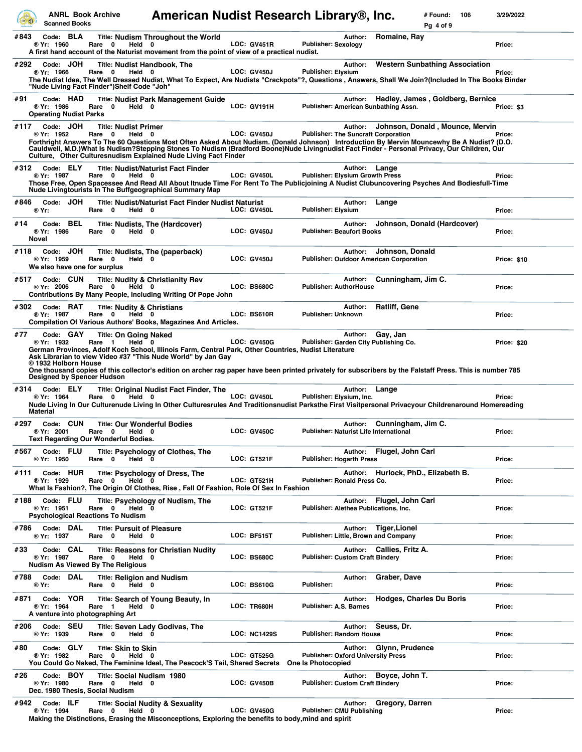**#843** Code: **BLA** Title: **Nudism Throughout the World** Author: **Romaine, Ray**
® Yr: 1960 Rare 0 Held 0 LOC: GV451R Publisher: Sexology Price:
A first hand account of the Naturist movement from the point of view of a practical nudist.

---

**#292** Code: **JOH** Title: **Nudist Handbook, The** Author: **Western Sunbathing Association**
® Yr: 1966 Rare 0 Held 0 LOC: GV450J Publisher: Elysium Price:
The Nudist Idea, The Well Dressed Nudist, What To Expect, Are Nudists "Crackpots"?, Questions , Answers, Shall We Join?(Included In The Books Binder "Nude Living Fact Finder")Shelf Code "Joh"

---

**#91** Code: **HAD** Title: **Nudist Park Management Guide** Author: **Hadley, James , Goldberg, Bernice**
® Yr: 1986 Rare 0 Held 0 LOC: GV191H Publisher: American Sunbathing Assn. Price: $3
Operating Nudist Parks

---

**#117** Code: **JOH** Title: **Nudist Primer** Author: **Johnson, Donald , Mounce, Mervin**
® Yr: 1952 Rare 0 Held 0 LOC: GV450J Publisher: The Suncraft Corporation Price:
Forthright Answers To The 60 Questions Most Often Asked About Nudism. (Donald Johnson) Introduction By Mervin Mouncewhy Be A Nudist? (D.O. Cauldwell, M.D.)What Is Nudism?Stepping Stones To Nudism (Bradford Boone)Nude Livingnudist Fact Finder - Personal Privacy, Our Children, Our Culture, Other Culturesnudism Explained Nude Living Fact Finder

---

**#312** Code: **ELY** Title: **Nudist/Naturist Fact Finder** Author: **Lange**
® Yr: 1987 Rare 0 Held 0 LOC: GV450L Publisher: Elysium Growth Press Price:
Those Free, Open Spacessee And Read All About Itnude Time For Rent To The Publicjoining A Nudist Clubuncovering Psyches And Bodiesfull-Time Nude Livingtourists In The Buffgeographical Summary Map

---

**#846** Code: **JOH** Title: **Nudist/Naturist Fact Finder Nudist Naturist** Author: **Lange**
® Yr: Rare 0 Held 0 LOC: GV450L Publisher: Elysium Price:

---

**#14** Code: **BEL** Title: **Nudists, The (Hardcover)** Author: **Johnson, Donald (Hardcover)**
® Yr: 1986 Rare 0 Held 0 LOC: GV450J Publisher: Beaufort Books Price:
Novel

---

**#118** Code: **JOH** Title: **Nudists, The (paperback)** Author: **Johnson, Donald**
® Yr: 1959 Rare 0 Held 0 LOC: GV450J Publisher: Outdoor American Corporation Price: $10
We also have one for surplus

---

**#517** Code: **CUN** Title: **Nudity & Christianity Rev** Author: **Cunningham, Jim C.**
® Yr: 2006 Rare 0 Held 0 LOC: BS680C Publisher: AuthorHouse Price:
Contributions By Many People, Including Writing Of Pope John

---

**#302** Code: **RAT** Title: **Nudity & Christians** Author: **Ratliff, Gene**
® Yr: 1987 Rare 0 Held 0 LOC: BS610R Publisher: Unknown Price:
Compilation Of Various Authors' Books, Magazines And Articles.

---

**#77** Code: **GAY** Title: **On Going Naked** Author: **Gay, Jan**
® Yr: 1932 Rare 1 Held 0 LOC: GV450G Publisher: Garden City Publishing Co. Price: $20
German Provinces, Adolf Koch School, Illinois Farm, Central Park, Other Countries, Nudist Literature
Ask Librarian to view Video #37 "This Nude World" by Jan Gay
© 1932 Holborn House
One thousand copies of this collector's edition on archer rag paper have been printed privately for subscribers by the Falstaff Press. This is number 785
Designed by Spencer Hudson

---

**#314** Code: **ELY** Title: **Original Nudist Fact Finder, The** Author: **Lange**
® Yr: 1964 Rare 0 Held 0 LOC: GV450L Publisher: Elysium, Inc. Price:
Nude Living In Our Culturenude Living In Other Culturesrules And Traditionsnudist Parksthe First Visitpersonal Privacyour Childrenaround Homereading Material

---

**#297** Code: **CUN** Title: **Our Wonderful Bodies** Author: **Cunningham, Jim C.**
® Yr: 2001 Rare 0 Held 0 LOC: GV450C Publisher: Naturist Life International Price:
Text Regarding Our Wonderful Bodies.

---

**#567** Code: **FLU** Title: **Psychology of Clothes, The** Author: **Flugel, John Carl**
® Yr: 1950 Rare 0 Held 0 LOC: GT521F Publisher: Hogarth Press Price:

---

**#111** Code: **HUR** Title: **Psychology of Dress, The** Author: **Hurlock, PhD., Elizabeth B.**
® Yr: 1929 Rare 0 Held 0 LOC: GT521H Publisher: Ronald Press Co. Price:
What Is Fashion?, The Origin Of Clothes, Rise , Fall Of Fashion, Role Of Sex In Fashion

---

**#188** Code: **FLU** Title: **Psychology of Nudism, The** Author: **Flugel, John Carl**
® Yr: 1951 Rare 0 Held 0 LOC: GT521F Publisher: Alethea Publications, Inc. Price:
Psychological Reactions To Nudism

---

**#786** Code: **DAL** Title: **Pursuit of Pleasure** Author: **Tiger,Lionel**
® Yr: 1937 Rare 0 Held 0 LOC: BF515T Publisher: Little, Brown and Company Price:

---

**#33** Code: **CAL** Title: **Reasons for Christian Nudity** Author: **Callies, Fritz A.**
® Yr: 1987 Rare 0 Held 0 LOC: BS680C Publisher: Custom Craft Bindery Price:
Nudism As Viewed By The Religious

---

**#788** Code: **DAL** Title: **Religion and Nudism** Author: **Graber, Dave**
® Yr: Rare 0 Held 0 LOC: BS610G Publisher: Price:

---

**#871** Code: **YOR** Title: **Search of Young Beauty, In** Author: **Hodges, Charles Du Boris**
® Yr: 1964 Rare 1 Held 0 LOC: TR680H Publisher: A.S. Barnes Price:
A venture into photographing Art

---

**#206** Code: **SEU** Title: **Seven Lady Godivas, The** Author: **Seuss, Dr.**
® Yr: 1939 Rare 0 Held 0 LOC: NC1429S Publisher: Random House Price:

---

**#80** Code: **GLY** Title: **Skin to Skin** Author: **Glynn, Prudence**
® Yr: 1982 Rare 0 Held 0 LOC: GT525G Publisher: Oxford University Press Price:
You Could Go Naked, The Feminine Ideal, The Peacock'S Tail, Shared Secrets One Is Photocopied

---

**#26** Code: **BOY** Title: **Social Nudism 1980** Author: **Boyce, John T.**
® Yr: 1980 Rare 0 Held 0 LOC: GV450B Publisher: Custom Craft Bindery Price:
Dec. 1980 Thesis, Social Nudism

---

**#942** Code: **ILF** Title: **Social Nudity & Sexuality** Author: **Gregory, Darren**
® Yr: 1994 Rare 0 Held 0 LOC: GV450G Publisher: CMU Publishing Price:
Making the Distinctions, Erasing the Misconceptions, Exploring the benefits to body,mind and spirit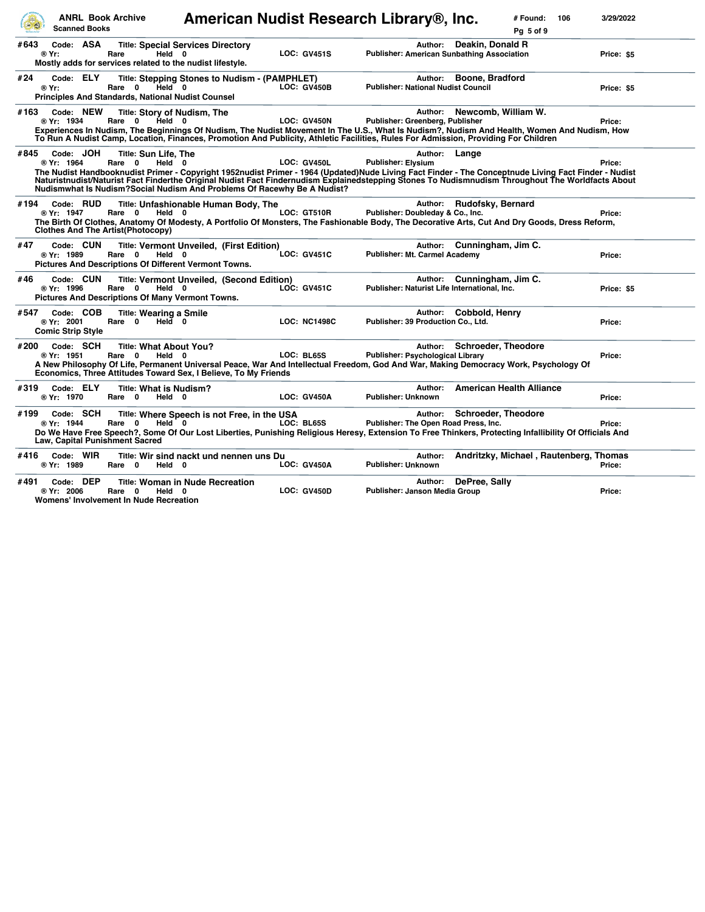**#643** Code: **ASA** Title: **Special Services Directory** Author: **Deakin, Donald R**
® Yr: Rare Held 0 LOC: **GV451S** Publisher: American Sunbathing Association Price: $5
Mostly adds for services related to the nudist lifestyle.

---

**#24** Code: **ELY** Title: **Stepping Stones to Nudism - (PAMPHLET)** Author: **Boone, Bradford**
® Yr: Rare 0 Held 0 LOC: **GV450B** Publisher: National Nudist Council Price: $5
Principles And Standards, National Nudist Counsel

---

**#163** Code: **NEW** Title: **Story of Nudism, The** Author: **Newcomb, William W.**
® Yr: 1934 Rare 0 Held 0 LOC: **GV450N** Publisher: Greenberg, Publisher Price:
Experiences In Nudism, The Beginnings Of Nudism, The Nudist Movement In The U.S., What Is Nudism?, Nudism And Health, Women And Nudism, How To Run A Nudist Camp, Location, Finances, Promotion And Publicity, Athletic Facilities, Rules For Admission, Providing For Children

---

**#845** Code: **JOH** Title: **Sun Life, The** Author: **Lange**
® Yr: 1964 Rare 0 Held 0 LOC: **GV450L** Publisher: Elysium Price:
The Nudist Handbooknudist Primer - Copyright 1952nudist Primer - 1964 (Updated)Nude Living Fact Finder - The Conceptnude Living Fact Finder - Nudist Naturistnudist/Naturist Fact Finderthe Original Nudist Fact Findernudism Explainedstepping Stones To Nudismnudism Throughout The Worldfacts About Nudismwhat Is Nudism?Social Nudism And Problems Of Racewhy Be A Nudist?

---

**#194** Code: **RUD** Title: **Unfashionable Human Body, The** Author: **Rudofsky, Bernard**
® Yr: 1947 Rare 0 Held 0 LOC: **GT510R** Publisher: Doubleday & Co., Inc. Price:
The Birth Of Clothes, Anatomy Of Modesty, A Portfolio Of Monsters, The Fashionable Body, The Decorative Arts, Cut And Dry Goods, Dress Reform, Clothes And The Artist(Photocopy)

---

**#47** Code: **CUN** Title: **Vermont Unveiled, (First Edition)** Author: **Cunningham, Jim C.**
® Yr: 1989 Rare 0 Held 0 LOC: **GV451C** Publisher: Mt. Carmel Academy Price:
Pictures And Descriptions Of Different Vermont Towns.

---

**#46** Code: **CUN** Title: **Vermont Unveiled, (Second Edition)** Author: **Cunningham, Jim C.**
® Yr: 1996 Rare 0 Held 0 LOC: **GV451C** Publisher: Naturist Life International, Inc. Price: $5
Pictures And Descriptions Of Many Vermont Towns.

---

**#547** Code: **COB** Title: **Wearing a Smile** Author: **Cobbold, Henry**
® Yr: 2001 Rare 0 Held 0 LOC: **NC1498C** Publisher: 39 Production Co., Ltd. Price:
Comic Strip Style

---

**#200** Code: **SCH** Title: **What About You?** Author: **Schroeder, Theodore**
® Yr: 1951 Rare 0 Held 0 LOC: **BL65S** Publisher: Psychological Library Price:
A New Philosophy Of Life, Permanent Universal Peace, War And Intellectual Freedom, God And War, Making Democracy Work, Psychology Of Economics, Three Attitudes Toward Sex, I Believe, To My Friends

---

**#319** Code: **ELY** Title: **What is Nudism?** Author: **American Health Alliance**
® Yr: 1970 Rare 0 Held 0 LOC: **GV450A** Publisher: Unknown Price:

---

**#199** Code: **SCH** Title: **Where Speech is not Free, in the USA** Author: **Schroeder, Theodore**
® Yr: 1944 Rare 0 Held 0 LOC: **BL65S** Publisher: The Open Road Press, Inc. Price:
Do We Have Free Speech?, Some Of Our Lost Liberties, Punishing Religious Heresy, Extension To Free Thinkers, Protecting Infallibility Of Officials And Law, Capital Punishment Sacred

---

**#416** Code: **WIR** Title: **Wir sind nackt und nennen uns Du** Author: **Andritzky, Michael , Rautenberg, Thomas**
® Yr: 1989 Rare 0 Held 0 LOC: **GV450A** Publisher: Unknown Price:

---

**#491** Code: **DEP** Title: **Woman in Nude Recreation** Author: **DePree, Sally**
® Yr: 2006 Rare 0 Held 0 LOC: **GV450D** Publisher: Janson Media Group Price:
Womens' Involvement In Nude Recreation